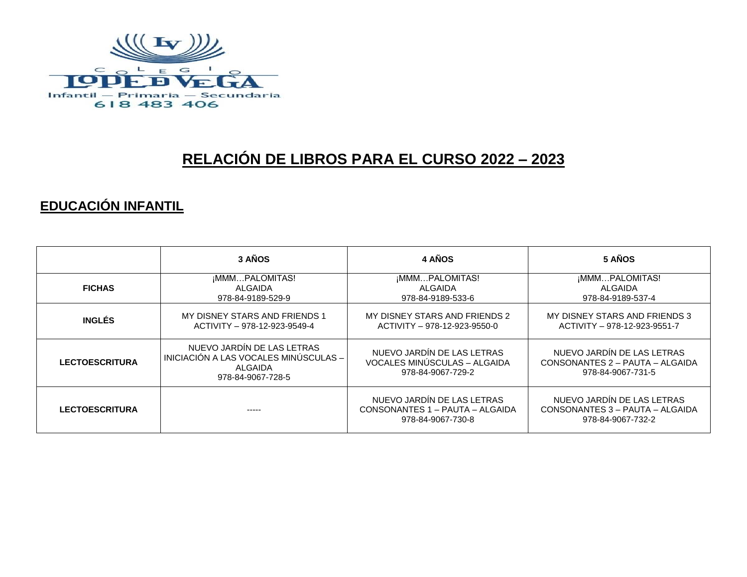COLEGIO LOPE DE VEGA
Infantil — Primaria — Secundaria
618 483 406

# RELACIÓN DE LIBROS PARA EL CURSO 2022 – 2023

## EDUCACIÓN INFANTIL

| | 3 AÑOS | 4 AÑOS | 5 AÑOS |
|---|---|---|---|
| **FICHAS** | ¡MMM…PALOMITAS! ALGAIDA 978-84-9189-529-9 | ¡MMM…PALOMITAS! ALGAIDA 978-84-9189-533-6 | ¡MMM…PALOMITAS! ALGAIDA 978-84-9189-537-4 |
| **INGLÉS** | MY DISNEY STARS AND FRIENDS 1 ACTIVITY – 978-12-923-9549-4 | MY DISNEY STARS AND FRIENDS 2 ACTIVITY – 978-12-923-9550-0 | MY DISNEY STARS AND FRIENDS 3 ACTIVITY – 978-12-923-9551-7 |
| **LECTOESCRITURA** | NUEVO JARDÍN DE LAS LETRAS INICIACIÓN A LAS VOCALES MINÚSCULAS – ALGAIDA 978-84-9067-728-5 | NUEVO JARDÍN DE LAS LETRAS VOCALES MINÚSCULAS – ALGAIDA 978-84-9067-729-2 | NUEVO JARDÍN DE LAS LETRAS CONSONANTES 2 – PAUTA – ALGAIDA 978-84-9067-731-5 |
| **LECTOESCRITURA** | ----- | NUEVO JARDÍN DE LAS LETRAS CONSONANTES 1 – PAUTA – ALGAIDA 978-84-9067-730-8 | NUEVO JARDÍN DE LAS LETRAS CONSONANTES 3 – PAUTA – ALGAIDA 978-84-9067-732-2 |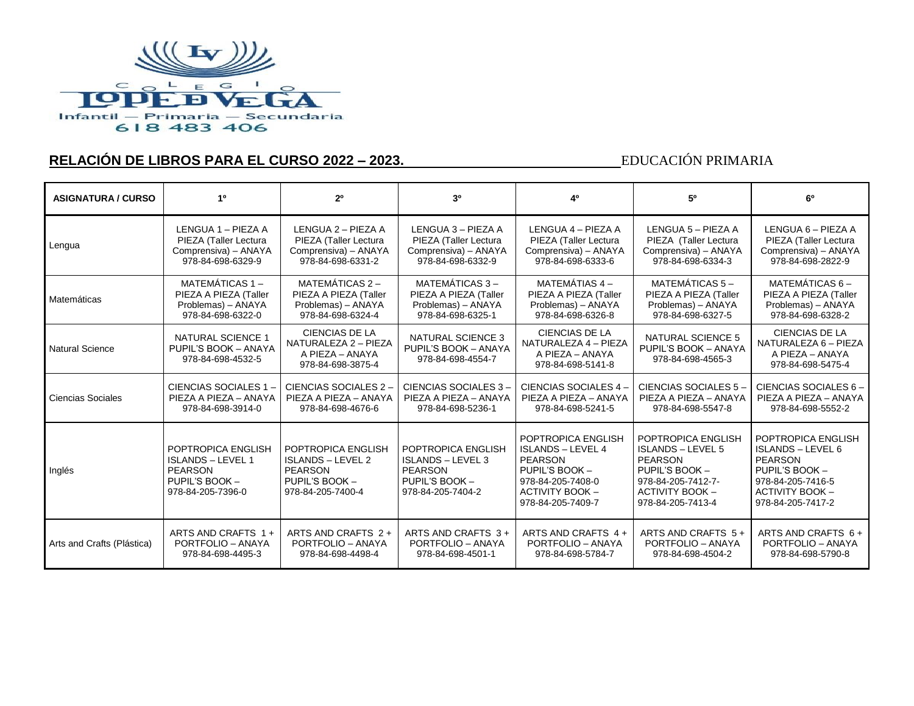COLEGIO LOPE DE VEGA
Infantil — Primaria — Secundaria
618 483 406

## RELACIÓN DE LIBROS PARA EL CURSO 2022 – 2023.

EDUCACIÓN PRIMARIA

| ASIGNATURA / CURSO | 1º | 2º | 3º | 4º | 5º | 6º |
|---|---|---|---|---|---|---|
| Lengua | LENGUA 1 – PIEZA A PIEZA (Taller Lectura Comprensiva) – ANAYA 978-84-698-6329-9 | LENGUA 2 – PIEZA A PIEZA (Taller Lectura Comprensiva) – ANAYA 978-84-698-6331-2 | LENGUA 3 – PIEZA A PIEZA (Taller Lectura Comprensiva) – ANAYA 978-84-698-6332-9 | LENGUA 4 – PIEZA A PIEZA (Taller Lectura Comprensiva) – ANAYA 978-84-698-6333-6 | LENGUA 5 – PIEZA A PIEZA (Taller Lectura Comprensiva) – ANAYA 978-84-698-6334-3 | LENGUA 6 – PIEZA A PIEZA (Taller Lectura Comprensiva) – ANAYA 978-84-698-2822-9 |
| Matemáticas | MATEMÁTICAS 1 – PIEZA A PIEZA (Taller Problemas) – ANAYA 978-84-698-6322-0 | MATEMÁTICAS 2 – PIEZA A PIEZA (Taller Problemas) – ANAYA 978-84-698-6324-4 | MATEMÁTICAS 3 – PIEZA A PIEZA (Taller Problemas) – ANAYA 978-84-698-6325-1 | MATEMÁTIAS 4 – PIEZA A PIEZA (Taller Problemas) – ANAYA 978-84-698-6326-8 | MATEMÁTICAS 5 – PIEZA A PIEZA (Taller Problemas) – ANAYA 978-84-698-6327-5 | MATEMÁTICAS 6 – PIEZA A PIEZA (Taller Problemas) – ANAYA 978-84-698-6328-2 |
| Natural Science | NATURAL SCIENCE 1 PUPIL'S BOOK – ANAYA 978-84-698-4532-5 | CIENCIAS DE LA NATURALEZA 2 – PIEZA A PIEZA – ANAYA 978-84-698-3875-4 | NATURAL SCIENCE 3 PUPIL'S BOOK – ANAYA 978-84-698-4554-7 | CIENCIAS DE LA NATURALEZA 4 – PIEZA A PIEZA – ANAYA 978-84-698-5141-8 | NATURAL SCIENCE 5 PUPIL'S BOOK – ANAYA 978-84-698-4565-3 | CIENCIAS DE LA NATURALEZA 6 – PIEZA A PIEZA – ANAYA 978-84-698-5475-4 |
| Ciencias Sociales | CIENCIAS SOCIALES 1 – PIEZA A PIEZA – ANAYA 978-84-698-3914-0 | CIENCIAS SOCIALES 2 – PIEZA A PIEZA – ANAYA 978-84-698-4676-6 | CIENCIAS SOCIALES 3 – PIEZA A PIEZA – ANAYA 978-84-698-5236-1 | CIENCIAS SOCIALES 4 – PIEZA A PIEZA – ANAYA 978-84-698-5241-5 | CIENCIAS SOCIALES 5 – PIEZA A PIEZA – ANAYA 978-84-698-5547-8 | CIENCIAS SOCIALES 6 – PIEZA A PIEZA – ANAYA 978-84-698-5552-2 |
| Inglés | POPTROPICA ENGLISH ISLANDS – LEVEL 1 PEARSON PUPIL'S BOOK – 978-84-205-7396-0 | POPTROPICA ENGLISH ISLANDS – LEVEL 2 PEARSON PUPIL'S BOOK – 978-84-205-7400-4 | POPTROPICA ENGLISH ISLANDS – LEVEL 3 PEARSON PUPIL'S BOOK – 978-84-205-7404-2 | POPTROPICA ENGLISH ISLANDS – LEVEL 4 PEARSON PUPIL'S BOOK – 978-84-205-7408-0 ACTIVITY BOOK – 978-84-205-7409-7 | POPTROPICA ENGLISH ISLANDS – LEVEL 5 PEARSON PUPIL'S BOOK – 978-84-205-7412-7- ACTIVITY BOOK – 978-84-205-7413-4 | POPTROPICA ENGLISH ISLANDS – LEVEL 6 PEARSON PUPIL'S BOOK – 978-84-205-7416-5 ACTIVITY BOOK – 978-84-205-7417-2 |
| Arts and Crafts (Plástica) | ARTS AND CRAFTS 1 + PORTFOLIO – ANAYA 978-84-698-4495-3 | ARTS AND CRAFTS 2 + PORTFOLIO – ANAYA 978-84-698-4498-4 | ARTS AND CRAFTS 3 + PORTFOLIO – ANAYA 978-84-698-4501-1 | ARTS AND CRAFTS 4 + PORTFOLIO – ANAYA 978-84-698-5784-7 | ARTS AND CRAFTS 5 + PORTFOLIO – ANAYA 978-84-698-4504-2 | ARTS AND CRAFTS 6 + PORTFOLIO – ANAYA 978-84-698-5790-8 |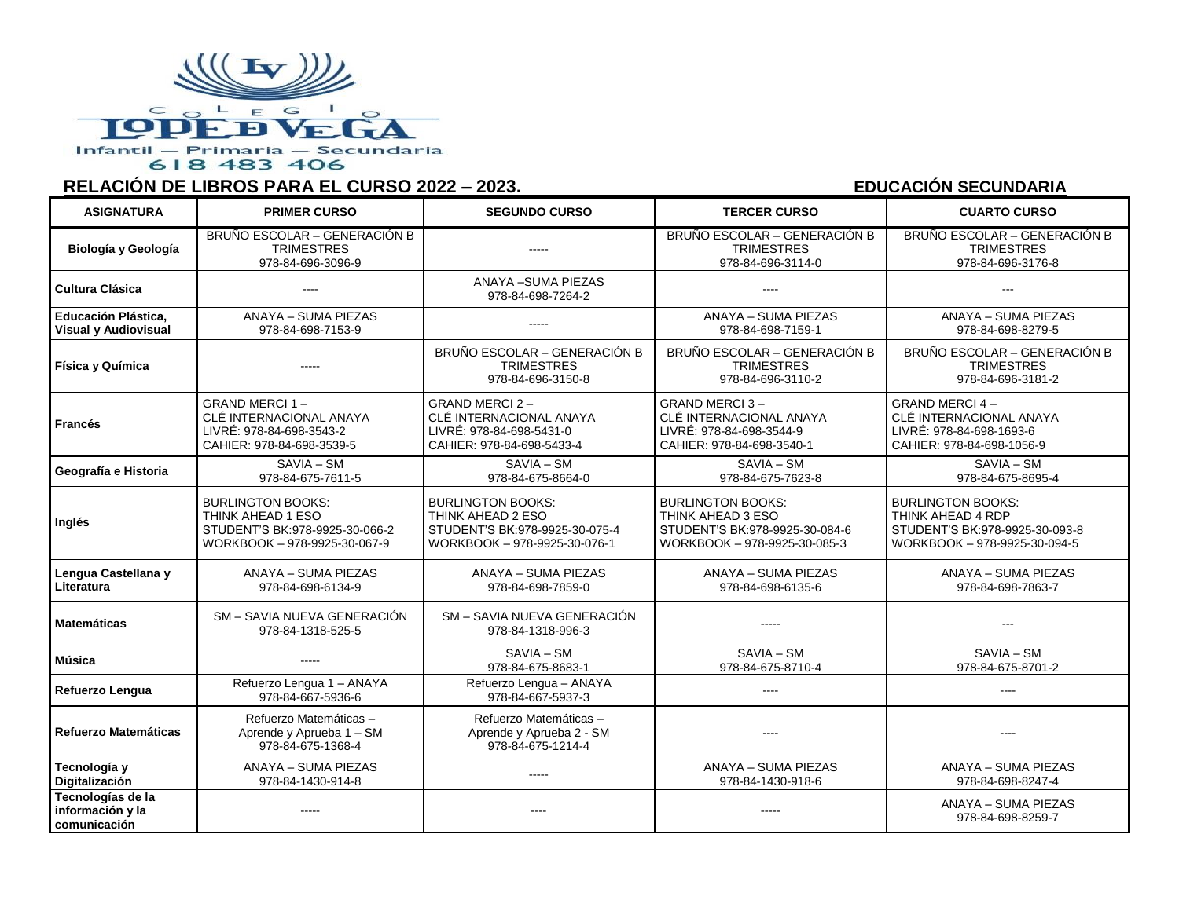COLEGIO LOPE DE VEGA
Infantil — Primaria — Secundaria
618 483 406

## RELACIÓN DE LIBROS PARA EL CURSO 2022 – 2023.

## EDUCACIÓN SECUNDARIA

| ASIGNATURA | PRIMER CURSO | SEGUNDO CURSO | TERCER CURSO | CUARTO CURSO |
|---|---|---|---|---|
| **Biología y Geología** | BRUÑO ESCOLAR – GENERACIÓN B TRIMESTRES 978-84-696-3096-9 | ----- | BRUÑO ESCOLAR – GENERACIÓN B TRIMESTRES 978-84-696-3114-0 | BRUÑO ESCOLAR – GENERACIÓN B TRIMESTRES 978-84-696-3176-8 |
| **Cultura Clásica** | ---- | ANAYA –SUMA PIEZAS 978-84-698-7264-2 | ---- | --- |
| **Educación Plástica, Visual y Audiovisual** | ANAYA – SUMA PIEZAS 978-84-698-7153-9 | ----- | ANAYA – SUMA PIEZAS 978-84-698-7159-1 | ANAYA – SUMA PIEZAS 978-84-698-8279-5 |
| **Física y Química** | ----- | BRUÑO ESCOLAR – GENERACIÓN B TRIMESTRES 978-84-696-3150-8 | BRUÑO ESCOLAR – GENERACIÓN B TRIMESTRES 978-84-696-3110-2 | BRUÑO ESCOLAR – GENERACIÓN B TRIMESTRES 978-84-696-3181-2 |
| **Francés** | GRAND MERCI 1 – CLÉ INTERNACIONAL ANAYA LIVRÉ: 978-84-698-3543-2 CAHIER: 978-84-698-3539-5 | GRAND MERCI 2 – CLÉ INTERNACIONAL ANAYA LIVRÉ: 978-84-698-5431-0 CAHIER: 978-84-698-5433-4 | GRAND MERCI 3 – CLÉ INTERNACIONAL ANAYA LIVRÉ: 978-84-698-3544-9 CAHIER: 978-84-698-3540-1 | GRAND MERCI 4 – CLÉ INTERNACIONAL ANAYA LIVRÉ: 978-84-698-1693-6 CAHIER: 978-84-698-1056-9 |
| **Geografía e Historia** | SAVIA – SM 978-84-675-7611-5 | SAVIA – SM 978-84-675-8664-0 | SAVIA – SM 978-84-675-7623-8 | SAVIA – SM 978-84-675-8695-4 |
| **Inglés** | BURLINGTON BOOKS: THINK AHEAD 1 ESO STUDENT'S BK:978-9925-30-066-2 WORKBOOK – 978-9925-30-067-9 | BURLINGTON BOOKS: THINK AHEAD 2 ESO STUDENT'S BK:978-9925-30-075-4 WORKBOOK – 978-9925-30-076-1 | BURLINGTON BOOKS: THINK AHEAD 3 ESO STUDENT'S BK:978-9925-30-084-6 WORKBOOK – 978-9925-30-085-3 | BURLINGTON BOOKS: THINK AHEAD 4 RDP STUDENT'S BK:978-9925-30-093-8 WORKBOOK – 978-9925-30-094-5 |
| **Lengua Castellana y Literatura** | ANAYA – SUMA PIEZAS 978-84-698-6134-9 | ANAYA – SUMA PIEZAS 978-84-698-7859-0 | ANAYA – SUMA PIEZAS 978-84-698-6135-6 | ANAYA – SUMA PIEZAS 978-84-698-7863-7 |
| **Matemáticas** | SM – SAVIA NUEVA GENERACIÓN 978-84-1318-525-5 | SM – SAVIA NUEVA GENERACIÓN 978-84-1318-996-3 | ----- | --- |
| **Música** | ----- | SAVIA – SM 978-84-675-8683-1 | SAVIA – SM 978-84-675-8710-4 | SAVIA – SM 978-84-675-8701-2 |
| **Refuerzo Lengua** | Refuerzo Lengua 1 – ANAYA 978-84-667-5936-6 | Refuerzo Lengua – ANAYA 978-84-667-5937-3 | ---- | ---- |
| **Refuerzo Matemáticas** | Refuerzo Matemáticas – Aprende y Aprueba 1 – SM 978-84-675-1368-4 | Refuerzo Matemáticas – Aprende y Aprueba 2 - SM 978-84-675-1214-4 | ---- | ---- |
| **Tecnología y Digitalización** | ANAYA – SUMA PIEZAS 978-84-1430-914-8 | ----- | ANAYA – SUMA PIEZAS 978-84-1430-918-6 | ANAYA – SUMA PIEZAS 978-84-698-8247-4 |
| **Tecnologías de la información y la comunicación** | ----- | ---- | ----- | ANAYA – SUMA PIEZAS 978-84-698-8259-7 |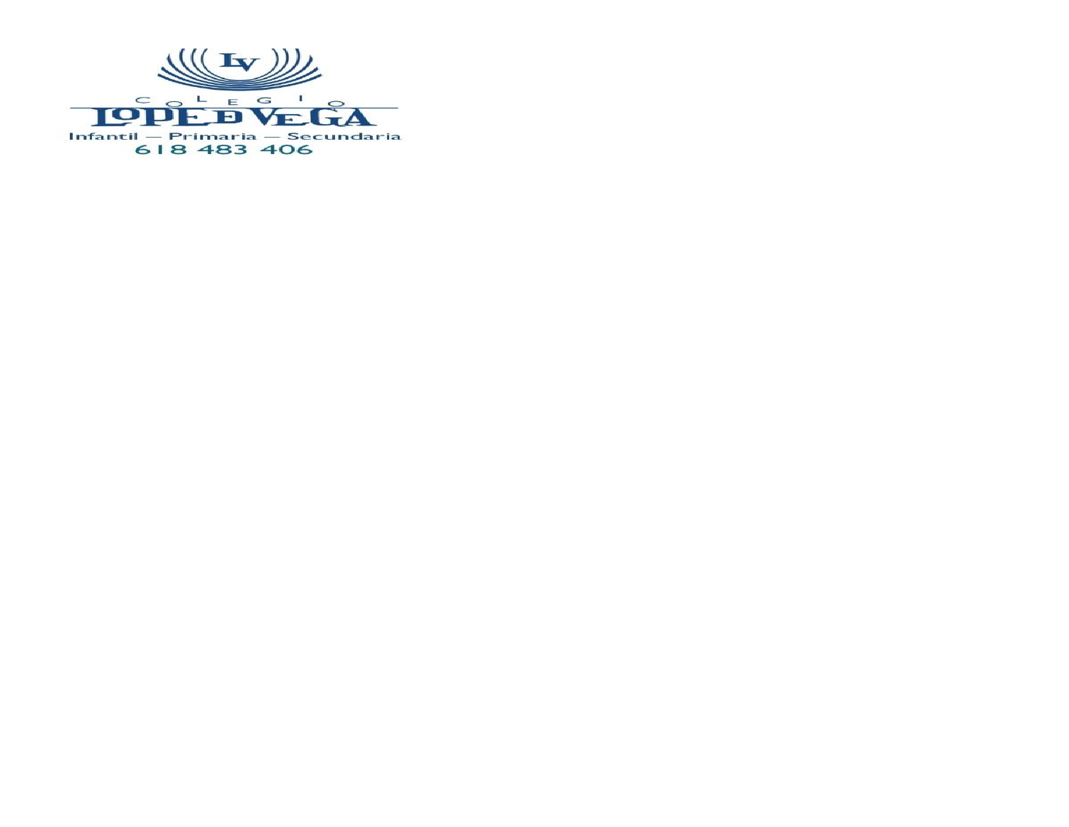COLEGIO

LOPE DE VEGA

Infantil — Primaria — Secundaria

618 483 406